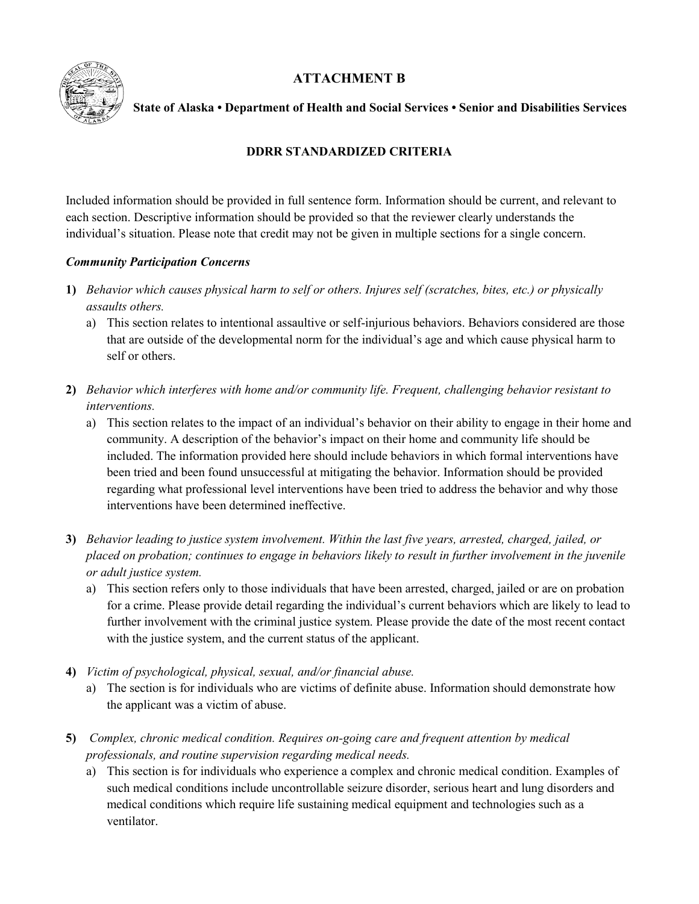# ATTACHMENT B

**State of Alaska • Department of Health and Social Services • Senior and Disabilities Services**

## DDRR STANDARDIZED CRITERIA

Included information should be provided in full sentence form. Information should be current, and relevant to each section. Descriptive information should be provided so that the reviewer clearly understands the individual's situation. Please note that credit may not be given in multiple sections for a single concern.

***Community Participation Concerns***

**1)** *Behavior which causes physical harm to self or others. Injures self (scratches, bites, etc.) or physically assaults others.*

   a) This section relates to intentional assaultive or self-injurious behaviors. Behaviors considered are those that are outside of the developmental norm for the individual's age and which cause physical harm to self or others.

**2)** *Behavior which interferes with home and/or community life. Frequent, challenging behavior resistant to interventions.*

   a) This section relates to the impact of an individual's behavior on their ability to engage in their home and community. A description of the behavior's impact on their home and community life should be included. The information provided here should include behaviors in which formal interventions have been tried and been found unsuccessful at mitigating the behavior. Information should be provided regarding what professional level interventions have been tried to address the behavior and why those interventions have been determined ineffective.

**3)** *Behavior leading to justice system involvement. Within the last five years, arrested, charged, jailed, or placed on probation; continues to engage in behaviors likely to result in further involvement in the juvenile or adult justice system.*

   a) This section refers only to those individuals that have been arrested, charged, jailed or are on probation for a crime. Please provide detail regarding the individual's current behaviors which are likely to lead to further involvement with the criminal justice system. Please provide the date of the most recent contact with the justice system, and the current status of the applicant.

**4)** *Victim of psychological, physical, sexual, and/or financial abuse.*

   a) The section is for individuals who are victims of definite abuse. Information should demonstrate how the applicant was a victim of abuse.

**5)** *Complex, chronic medical condition. Requires on-going care and frequent attention by medical professionals, and routine supervision regarding medical needs.*

   a) This section is for individuals who experience a complex and chronic medical condition. Examples of such medical conditions include uncontrollable seizure disorder, serious heart and lung disorders and medical conditions which require life sustaining medical equipment and technologies such as a ventilator.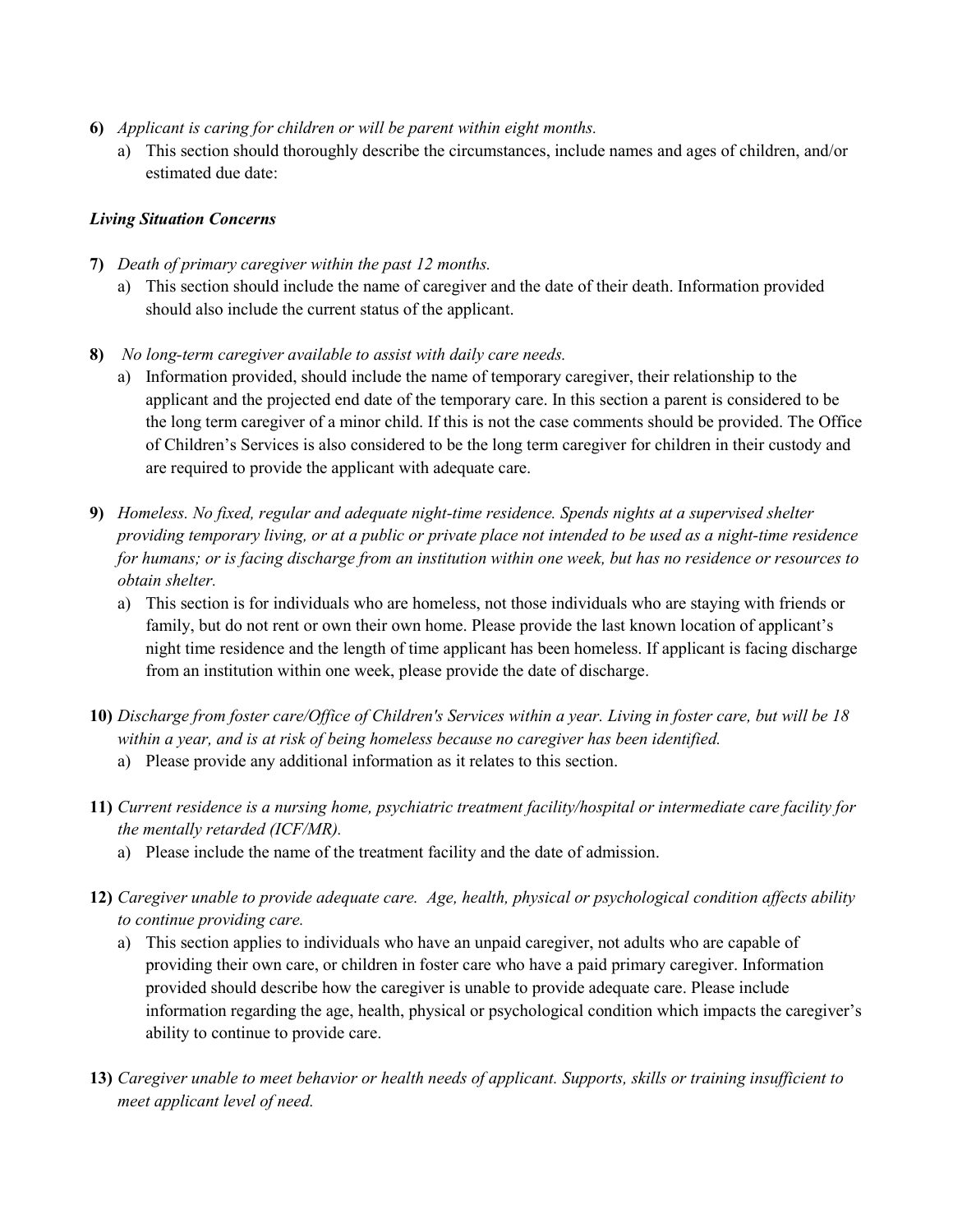**6)** *Applicant is caring for children or will be parent within eight months.*

   a) This section should thoroughly describe the circumstances, include names and ages of children, and/or estimated due date:

***Living Situation Concerns***

**7)** *Death of primary caregiver within the past 12 months.*

   a) This section should include the name of caregiver and the date of their death. Information provided should also include the current status of the applicant.

**8)** *No long-term caregiver available to assist with daily care needs.*

   a) Information provided, should include the name of temporary caregiver, their relationship to the applicant and the projected end date of the temporary care. In this section a parent is considered to be the long term caregiver of a minor child. If this is not the case comments should be provided. The Office of Children's Services is also considered to be the long term caregiver for children in their custody and are required to provide the applicant with adequate care.

**9)** *Homeless. No fixed, regular and adequate night-time residence. Spends nights at a supervised shelter providing temporary living, or at a public or private place not intended to be used as a night-time residence for humans; or is facing discharge from an institution within one week, but has no residence or resources to obtain shelter.*

   a) This section is for individuals who are homeless, not those individuals who are staying with friends or family, but do not rent or own their own home. Please provide the last known location of applicant's night time residence and the length of time applicant has been homeless. If applicant is facing discharge from an institution within one week, please provide the date of discharge.

**10)** *Discharge from foster care/Office of Children's Services within a year. Living in foster care, but will be 18 within a year, and is at risk of being homeless because no caregiver has been identified.*

   a) Please provide any additional information as it relates to this section.

**11)** *Current residence is a nursing home, psychiatric treatment facility/hospital or intermediate care facility for the mentally retarded (ICF/MR).*

   a) Please include the name of the treatment facility and the date of admission.

**12)** *Caregiver unable to provide adequate care. Age, health, physical or psychological condition affects ability to continue providing care.*

   a) This section applies to individuals who have an unpaid caregiver, not adults who are capable of providing their own care, or children in foster care who have a paid primary caregiver. Information provided should describe how the caregiver is unable to provide adequate care. Please include information regarding the age, health, physical or psychological condition which impacts the caregiver's ability to continue to provide care.

**13)** *Caregiver unable to meet behavior or health needs of applicant. Supports, skills or training insufficient to meet applicant level of need.*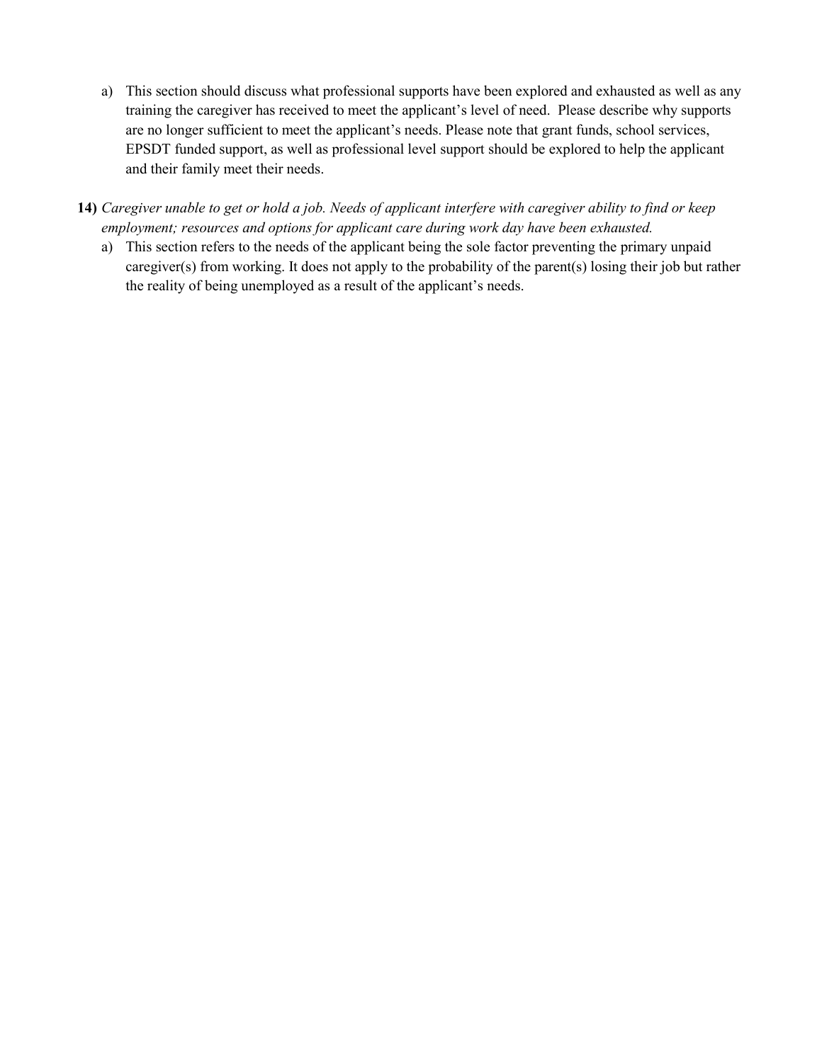a) This section should discuss what professional supports have been explored and exhausted as well as any training the caregiver has received to meet the applicant's level of need. Please describe why supports are no longer sufficient to meet the applicant's needs. Please note that grant funds, school services, EPSDT funded support, as well as professional level support should be explored to help the applicant and their family meet their needs.

**14)** *Caregiver unable to get or hold a job. Needs of applicant interfere with caregiver ability to find or keep employment; resources and options for applicant care during work day have been exhausted.*

a) This section refers to the needs of the applicant being the sole factor preventing the primary unpaid caregiver(s) from working. It does not apply to the probability of the parent(s) losing their job but rather the reality of being unemployed as a result of the applicant's needs.